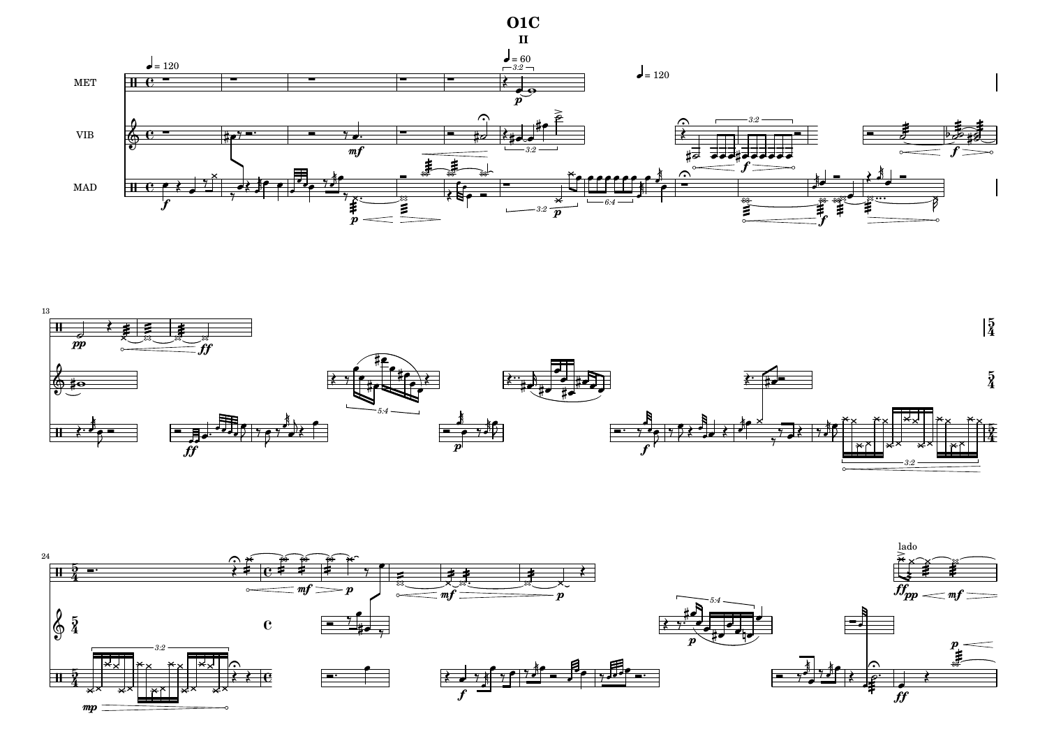# O1C

## II